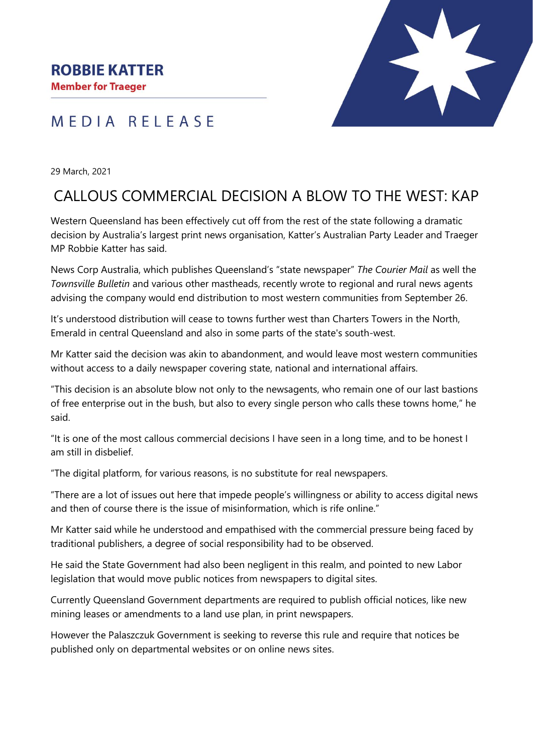**ROBBIE KATTER**
**Member for Traeger**

MEDIA RELEASE

29 March, 2021

# CALLOUS COMMERCIAL DECISION A BLOW TO THE WEST: KAP

Western Queensland has been effectively cut off from the rest of the state following a dramatic decision by Australia's largest print news organisation, Katter's Australian Party Leader and Traeger MP Robbie Katter has said.

News Corp Australia, which publishes Queensland's "state newspaper" *The Courier Mail* as well the *Townsville Bulletin* and various other mastheads, recently wrote to regional and rural news agents advising the company would end distribution to most western communities from September 26.

It's understood distribution will cease to towns further west than Charters Towers in the North, Emerald in central Queensland and also in some parts of the state's south-west.

Mr Katter said the decision was akin to abandonment, and would leave most western communities without access to a daily newspaper covering state, national and international affairs.

"This decision is an absolute blow not only to the newsagents, who remain one of our last bastions of free enterprise out in the bush, but also to every single person who calls these towns home," he said.

"It is one of the most callous commercial decisions I have seen in a long time, and to be honest I am still in disbelief.

"The digital platform, for various reasons, is no substitute for real newspapers.

"There are a lot of issues out here that impede people's willingness or ability to access digital news and then of course there is the issue of misinformation, which is rife online."

Mr Katter said while he understood and empathised with the commercial pressure being faced by traditional publishers, a degree of social responsibility had to be observed.

He said the State Government had also been negligent in this realm, and pointed to new Labor legislation that would move public notices from newspapers to digital sites.

Currently Queensland Government departments are required to publish official notices, like new mining leases or amendments to a land use plan, in print newspapers.

However the Palaszczuk Government is seeking to reverse this rule and require that notices be published only on departmental websites or on online news sites.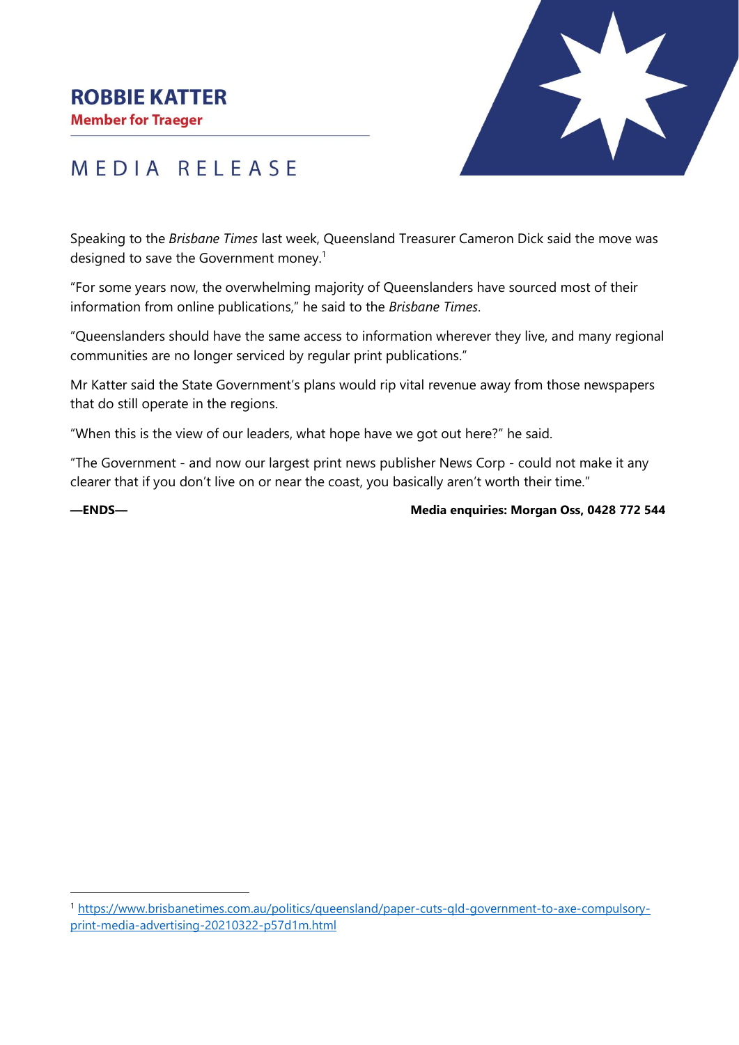**ROBBIE KATTER**
**Member for Traeger**

MEDIA RELEASE

Speaking to the *Brisbane Times* last week, Queensland Treasurer Cameron Dick said the move was designed to save the Government money.[1]

"For some years now, the overwhelming majority of Queenslanders have sourced most of their information from online publications," he said to the *Brisbane Times*.

"Queenslanders should have the same access to information wherever they live, and many regional communities are no longer serviced by regular print publications."

Mr Katter said the State Government's plans would rip vital revenue away from those newspapers that do still operate in the regions.

"When this is the view of our leaders, what hope have we got out here?" he said.

"The Government - and now our largest print news publisher News Corp - could not make it any clearer that if you don't live on or near the coast, you basically aren't worth their time."

**—ENDS—** **Media enquiries: Morgan Oss, 0428 772 544**

[1] https://www.brisbanetimes.com.au/politics/queensland/paper-cuts-qld-government-to-axe-compulsory-print-media-advertising-20210322-p57d1m.html